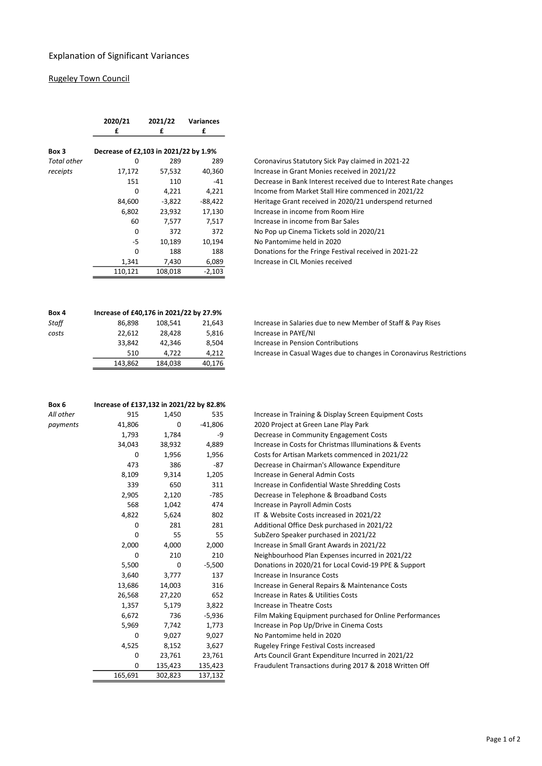# Explanation of Significant Variances

## Rugeley Town Council

| | 2020/21 | 2021/22 | Variances | |
|---|---|---|---|---|
| | £ | £ | £ | |
| **Box 3** | **Decrease of £2,103 in 2021/22 by 1.9%** | | | |
| *Total other receipts* | 0 | 289 | 289 | Coronavirus Statutory Sick Pay claimed in 2021-22 |
| | 17,172 | 57,532 | 40,360 | Increase in Grant Monies received in 2021/22 |
| | 151 | 110 | -41 | Decrease in Bank Interest received due to Interest Rate changes |
| | 0 | 4,221 | 4,221 | Income from Market Stall Hire commenced in 2021/22 |
| | 84,600 | -3,822 | -88,422 | Heritage Grant received in 2020/21 underspend returned |
| | 6,802 | 23,932 | 17,130 | Increase in income from Room Hire |
| | 60 | 7,577 | 7,517 | Increase in income from Bar Sales |
| | 0 | 372 | 372 | No Pop up Cinema Tickets sold in 2020/21 |
| | -5 | 10,189 | 10,194 | No Pantomime held in 2020 |
| | 0 | 188 | 188 | Donations for the Fringe Festival received in 2021-22 |
| | 1,341 | 7,430 | 6,089 | Increase in CIL Monies received |
| | 110,121 | 108,018 | -2,103 | |

| | 2020/21 | 2021/22 | Variances | |
|---|---|---|---|---|
| **Box 4** | **Increase of £40,176 in 2021/22 by 27.9%** | | | |
| *Staff costs* | 86,898 | 108,541 | 21,643 | Increase in Salaries due to new Member of Staff & Pay Rises |
| | 22,612 | 28,428 | 5,816 | Increase in PAYE/NI |
| | 33,842 | 42,346 | 8,504 | Increase in Pension Contributions |
| | 510 | 4,722 | 4,212 | Increase in Casual Wages due to changes in Coronavirus Restrictions |
| | 143,862 | 184,038 | 40,176 | |

| | 2020/21 | 2021/22 | Variances | |
|---|---|---|---|---|
| **Box 6** | **Increase of £137,132 in 2021/22 by 82.8%** | | | |
| *All other payments* | 915 | 1,450 | 535 | Increase in Training & Display Screen Equipment Costs |
| | 41,806 | 0 | -41,806 | 2020 Project at Green Lane Play Park |
| | 1,793 | 1,784 | -9 | Decrease in Community Engagement Costs |
| | 34,043 | 38,932 | 4,889 | Increase in Costs for Christmas Illuminations & Events |
| | 0 | 1,956 | 1,956 | Costs for Artisan Markets commenced in 2021/22 |
| | 473 | 386 | -87 | Decrease in Chairman's Allowance Expenditure |
| | 8,109 | 9,314 | 1,205 | Increase in General Admin Costs |
| | 339 | 650 | 311 | Increase in Confidential Waste Shredding Costs |
| | 2,905 | 2,120 | -785 | Decrease in Telephone & Broadband Costs |
| | 568 | 1,042 | 474 | Increase in Payroll Admin Costs |
| | 4,822 | 5,624 | 802 | IT & Website Costs increased in 2021/22 |
| | 0 | 281 | 281 | Additional Office Desk purchased in 2021/22 |
| | 0 | 55 | 55 | SubZero Speaker purchased in 2021/22 |
| | 2,000 | 4,000 | 2,000 | Increase in Small Grant Awards in 2021/22 |
| | 0 | 210 | 210 | Neighbourhood Plan Expenses incurred in 2021/22 |
| | 5,500 | 0 | -5,500 | Donations in 2020/21 for Local Covid-19 PPE & Support |
| | 3,640 | 3,777 | 137 | Increase in Insurance Costs |
| | 13,686 | 14,003 | 316 | Increase in General Repairs & Maintenance Costs |
| | 26,568 | 27,220 | 652 | Increase in Rates & Utilities Costs |
| | 1,357 | 5,179 | 3,822 | Increase in Theatre Costs |
| | 6,672 | 736 | -5,936 | Film Making Equipment purchased for Online Performances |
| | 5,969 | 7,742 | 1,773 | Increase in Pop Up/Drive in Cinema Costs |
| | 0 | 9,027 | 9,027 | No Pantomime held in 2020 |
| | 4,525 | 8,152 | 3,627 | Rugeley Fringe Festival Costs increased |
| | 0 | 23,761 | 23,761 | Arts Council Grant Expenditure Incurred in 2021/22 |
| | 0 | 135,423 | 135,423 | Fraudulent Transactions during 2017 & 2018 Written Off |
| | 165,691 | 302,823 | 137,132 | |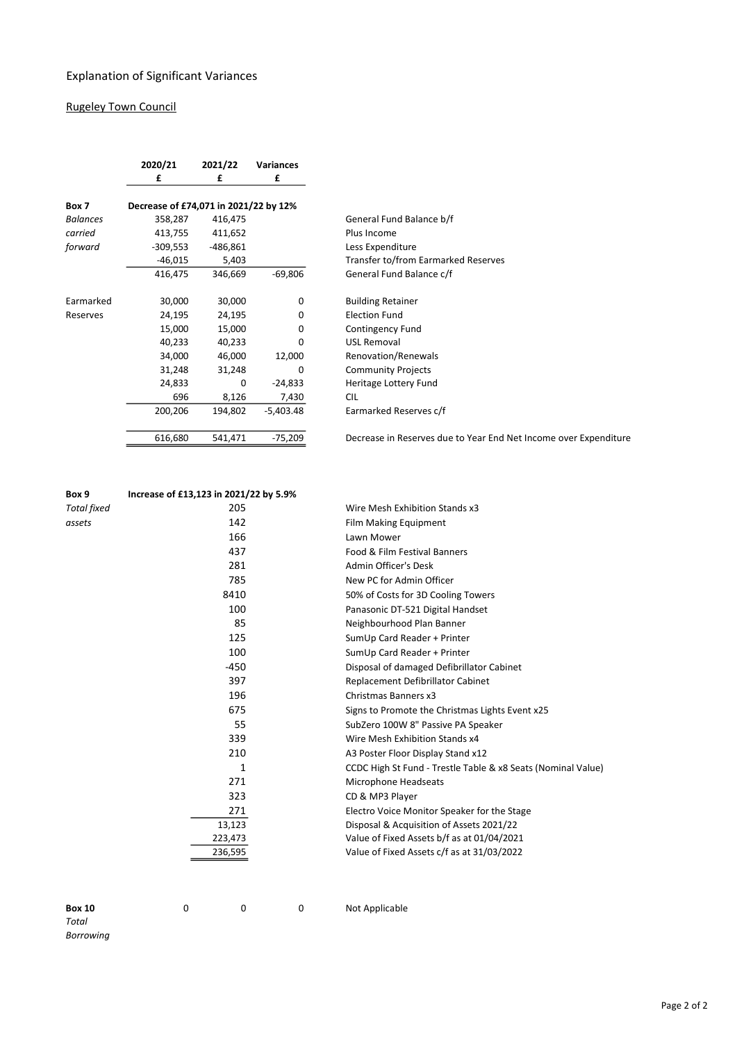## Explanation of Significant Variances

Rugeley Town Council

| | 2020/21 | 2021/22 | Variances | |
|---|---|---|---|---|
| | £ | £ | £ | |
| **Box 7** | **Decrease of £74,071 in 2021/22 by 12%** | | | |
| *Balances* | 358,287 | 416,475 | | General Fund Balance b/f |
| *carried* | 413,755 | 411,652 | | Plus Income |
| *forward* | -309,553 | -486,861 | | Less Expenditure |
| | -46,015 | 5,403 | | Transfer to/from Earmarked Reserves |
| | 416,475 | 346,669 | -69,806 | General Fund Balance c/f |
| Earmarked | 30,000 | 30,000 | 0 | Building Retainer |
| Reserves | 24,195 | 24,195 | 0 | Election Fund |
| | 15,000 | 15,000 | 0 | Contingency Fund |
| | 40,233 | 40,233 | 0 | USL Removal |
| | 34,000 | 46,000 | 12,000 | Renovation/Renewals |
| | 31,248 | 31,248 | 0 | Community Projects |
| | 24,833 | 0 | -24,833 | Heritage Lottery Fund |
| | 696 | 8,126 | 7,430 | CIL |
| | 200,206 | 194,802 | -5,403.48 | Earmarked Reserves c/f |
| | 616,680 | 541,471 | -75,209 | Decrease in Reserves due to Year End Net Income over Expenditure |

| | | |
|---|---|---|
| **Box 9** | **Increase of £13,123 in 2021/22 by 5.9%** | |
| *Total fixed* | 205 | Wire Mesh Exhibition Stands x3 |
| *assets* | 142 | Film Making Equipment |
| | 166 | Lawn Mower |
| | 437 | Food & Film Festival Banners |
| | 281 | Admin Officer's Desk |
| | 785 | New PC for Admin Officer |
| | 8410 | 50% of Costs for 3D Cooling Towers |
| | 100 | Panasonic DT-521 Digital Handset |
| | 85 | Neighbourhood Plan Banner |
| | 125 | SumUp Card Reader + Printer |
| | 100 | SumUp Card Reader + Printer |
| | -450 | Disposal of damaged Defibrillator Cabinet |
| | 397 | Replacement Defibrillator Cabinet |
| | 196 | Christmas Banners x3 |
| | 675 | Signs to Promote the Christmas Lights Event x25 |
| | 55 | SubZero 100W 8" Passive PA Speaker |
| | 339 | Wire Mesh Exhibition Stands x4 |
| | 210 | A3 Poster Floor Display Stand x12 |
| | 1 | CCDC High St Fund - Trestle Table & x8 Seats (Nominal Value) |
| | 271 | Microphone Headseats |
| | 323 | CD & MP3 Player |
| | 271 | Electro Voice Monitor Speaker for the Stage |
| | 13,123 | Disposal & Acquisition of Assets 2021/22 |
| | 223,473 | Value of Fixed Assets b/f as at 01/04/2021 |
| | 236,595 | Value of Fixed Assets c/f as at 31/03/2022 |

| | | | | |
|---|---|---|---|---|
| **Box 10** *Total Borrowing* | 0 | 0 | 0 | Not Applicable |